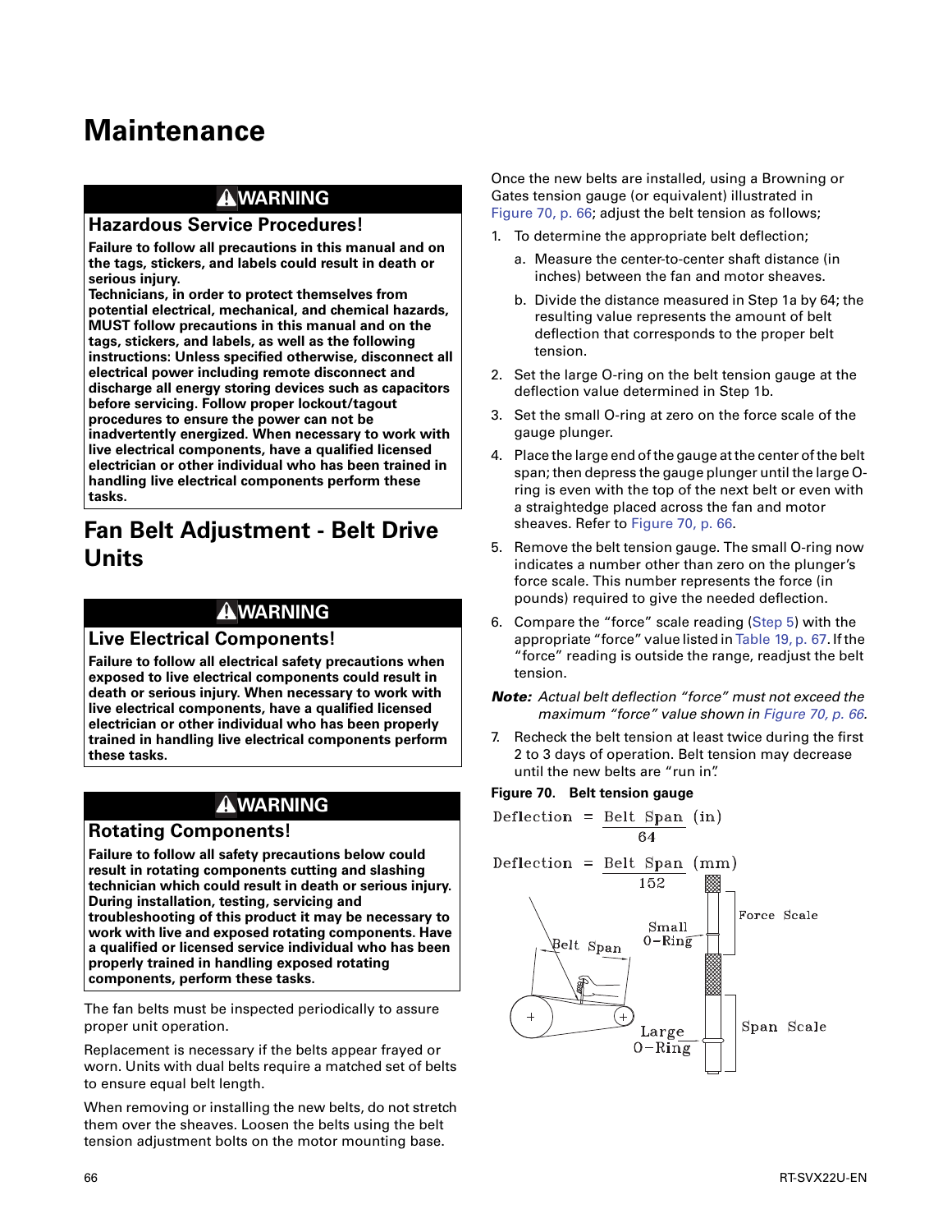# Maintenance

> **⚠WARNING**
>
> **Hazardous Service Procedures!**
>
> **Failure to follow all precautions in this manual and on the tags, stickers, and labels could result in death or serious injury.**
> **Technicians, in order to protect themselves from potential electrical, mechanical, and chemical hazards, MUST follow precautions in this manual and on the tags, stickers, and labels, as well as the following instructions: Unless specified otherwise, disconnect all electrical power including remote disconnect and discharge all energy storing devices such as capacitors before servicing. Follow proper lockout/tagout procedures to ensure the power can not be inadvertently energized. When necessary to work with live electrical components, have a qualified licensed electrician or other individual who has been trained in handling live electrical components perform these tasks.**

## Fan Belt Adjustment - Belt Drive Units

> **⚠WARNING**
>
> **Live Electrical Components!**
>
> **Failure to follow all electrical safety precautions when exposed to live electrical components could result in death or serious injury. When necessary to work with live electrical components, have a qualified licensed electrician or other individual who has been properly trained in handling live electrical components perform these tasks.**

> **⚠WARNING**
>
> **Rotating Components!**
>
> **Failure to follow all safety precautions below could result in rotating components cutting and slashing technician which could result in death or serious injury. During installation, testing, servicing and troubleshooting of this product it may be necessary to work with live and exposed rotating components. Have a qualified or licensed service individual who has been properly trained in handling exposed rotating components, perform these tasks.**

The fan belts must be inspected periodically to assure proper unit operation.

Replacement is necessary if the belts appear frayed or worn. Units with dual belts require a matched set of belts to ensure equal belt length.

When removing or installing the new belts, do not stretch them over the sheaves. Loosen the belts using the belt tension adjustment bolts on the motor mounting base.

Once the new belts are installed, using a Browning or Gates tension gauge (or equivalent) illustrated in Figure 70, p. 66; adjust the belt tension as follows;

1. To determine the appropriate belt deflection;
   a. Measure the center-to-center shaft distance (in inches) between the fan and motor sheaves.
   b. Divide the distance measured in Step 1a by 64; the resulting value represents the amount of belt deflection that corresponds to the proper belt tension.
2. Set the large O-ring on the belt tension gauge at the deflection value determined in Step 1b.
3. Set the small O-ring at zero on the force scale of the gauge plunger.
4. Place the large end of the gauge at the center of the belt span; then depress the gauge plunger until the large O-ring is even with the top of the next belt or even with a straightedge placed across the fan and motor sheaves. Refer to Figure 70, p. 66.
5. Remove the belt tension gauge. The small O-ring now indicates a number other than zero on the plunger's force scale. This number represents the force (in pounds) required to give the needed deflection.
6. Compare the "force" scale reading (Step 5) with the appropriate "force" value listed in Table 19, p. 67. If the "force" reading is outside the range, readjust the belt tension.

***Note:*** *Actual belt deflection "force" must not exceed the maximum "force" value shown in Figure 70, p. 66.*

7. Recheck the belt tension at least twice during the first 2 to 3 days of operation. Belt tension may decrease until the new belts are "run in".

**Figure 70. Belt tension gauge**

$$\text{Deflection} = \frac{\text{Belt Span (in)}}{64}$$

$$\text{Deflection} = \frac{\text{Belt Span (mm)}}{152}$$

Belt Span
Small O-Ring
Force Scale
Large O-Ring
Span Scale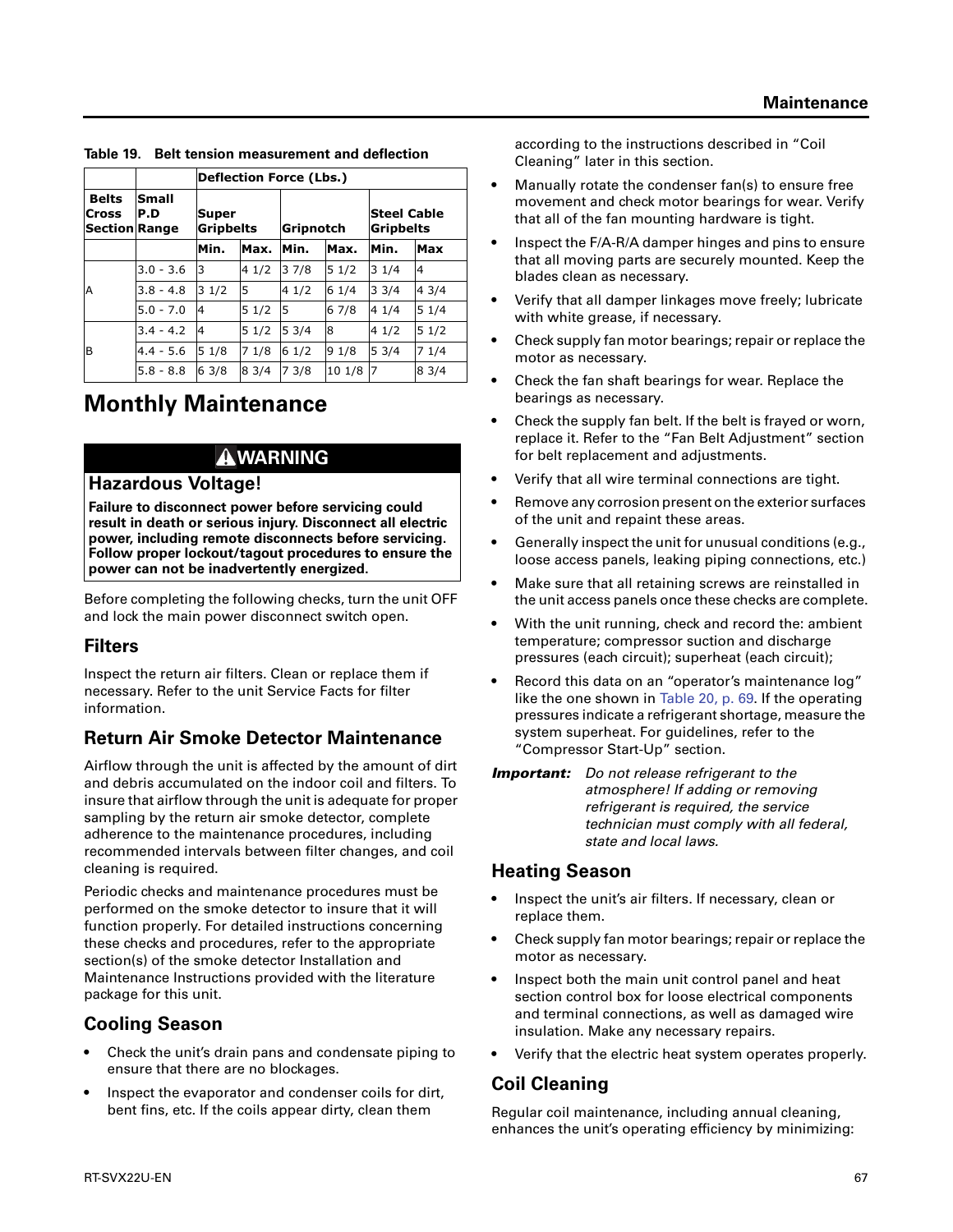Table 19. Belt tension measurement and deflection

| Belts Cross Section | Small P.D Range | Deflection Force (Lbs.) | | | | | |
|---|---|---|---|---|---|---|---|
| | | Super Gripbelts | | Gripnotch | | Steel Cable Gripbelts | |
| | | Min. | Max. | Min. | Max. | Min. | Max |
| A | 3.0 - 3.6 | 3 | 4 1/2 | 3 7/8 | 5 1/2 | 3 1/4 | 4 |
| | 3.8 - 4.8 | 3 1/2 | 5 | 4 1/2 | 6 1/4 | 3 3/4 | 4 3/4 |
| | 5.0 - 7.0 | 4 | 5 1/2 | 5 | 6 7/8 | 4 1/4 | 5 1/4 |
| B | 3.4 - 4.2 | 4 | 5 1/2 | 5 3/4 | 8 | 4 1/2 | 5 1/2 |
| | 4.4 - 5.6 | 5 1/8 | 7 1/8 | 6 1/2 | 9 1/8 | 5 3/4 | 7 1/4 |
| | 5.8 - 8.8 | 6 3/8 | 8 3/4 | 7 3/8 | 10 1/8 | 7 | 8 3/4 |

# Monthly Maintenance

**⚠WARNING**

**Hazardous Voltage!**

**Failure to disconnect power before servicing could result in death or serious injury. Disconnect all electric power, including remote disconnects before servicing. Follow proper lockout/tagout procedures to ensure the power can not be inadvertently energized.**

Before completing the following checks, turn the unit OFF and lock the main power disconnect switch open.

## Filters

Inspect the return air filters. Clean or replace them if necessary. Refer to the unit Service Facts for filter information.

## Return Air Smoke Detector Maintenance

Airflow through the unit is affected by the amount of dirt and debris accumulated on the indoor coil and filters. To insure that airflow through the unit is adequate for proper sampling by the return air smoke detector, complete adherence to the maintenance procedures, including recommended intervals between filter changes, and coil cleaning is required.

Periodic checks and maintenance procedures must be performed on the smoke detector to insure that it will function properly. For detailed instructions concerning these checks and procedures, refer to the appropriate section(s) of the smoke detector Installation and Maintenance Instructions provided with the literature package for this unit.

## Cooling Season

- Check the unit's drain pans and condensate piping to ensure that there are no blockages.
- Inspect the evaporator and condenser coils for dirt, bent fins, etc. If the coils appear dirty, clean them according to the instructions described in "Coil Cleaning" later in this section.
- Manually rotate the condenser fan(s) to ensure free movement and check motor bearings for wear. Verify that all of the fan mounting hardware is tight.
- Inspect the F/A-R/A damper hinges and pins to ensure that all moving parts are securely mounted. Keep the blades clean as necessary.
- Verify that all damper linkages move freely; lubricate with white grease, if necessary.
- Check supply fan motor bearings; repair or replace the motor as necessary.
- Check the fan shaft bearings for wear. Replace the bearings as necessary.
- Check the supply fan belt. If the belt is frayed or worn, replace it. Refer to the "Fan Belt Adjustment" section for belt replacement and adjustments.
- Verify that all wire terminal connections are tight.
- Remove any corrosion present on the exterior surfaces of the unit and repaint these areas.
- Generally inspect the unit for unusual conditions (e.g., loose access panels, leaking piping connections, etc.)
- Make sure that all retaining screws are reinstalled in the unit access panels once these checks are complete.
- With the unit running, check and record the: ambient temperature; compressor suction and discharge pressures (each circuit); superheat (each circuit);
- Record this data on an "operator's maintenance log" like the one shown in Table 20, p. 69. If the operating pressures indicate a refrigerant shortage, measure the system superheat. For guidelines, refer to the "Compressor Start-Up" section.

***Important:*** *Do not release refrigerant to the atmosphere! If adding or removing refrigerant is required, the service technician must comply with all federal, state and local laws.*

## Heating Season

- Inspect the unit's air filters. If necessary, clean or replace them.
- Check supply fan motor bearings; repair or replace the motor as necessary.
- Inspect both the main unit control panel and heat section control box for loose electrical components and terminal connections, as well as damaged wire insulation. Make any necessary repairs.
- Verify that the electric heat system operates properly.

## Coil Cleaning

Regular coil maintenance, including annual cleaning, enhances the unit's operating efficiency by minimizing: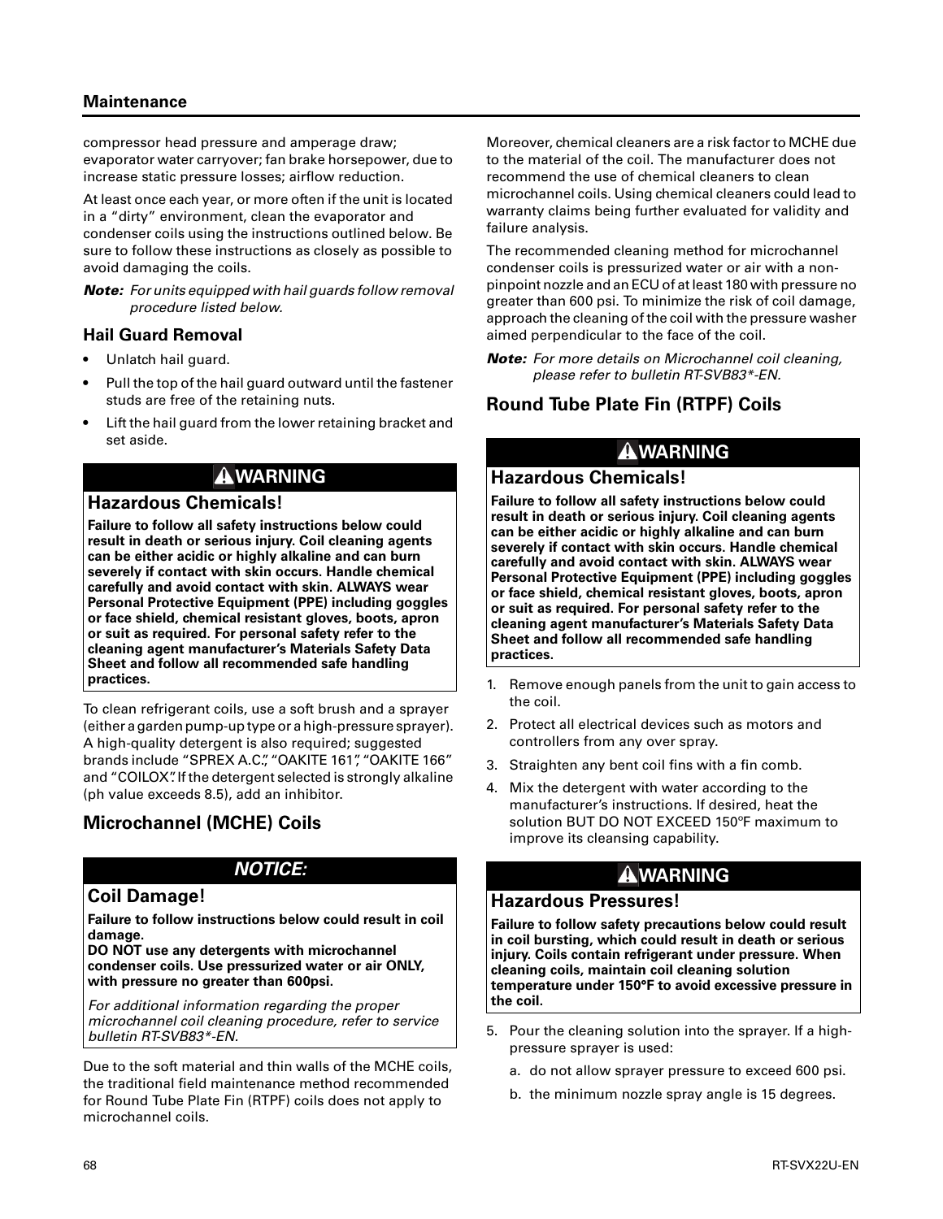compressor head pressure and amperage draw; evaporator water carryover; fan brake horsepower, due to increase static pressure losses; airflow reduction.

At least once each year, or more often if the unit is located in a "dirty" environment, clean the evaporator and condenser coils using the instructions outlined below. Be sure to follow these instructions as closely as possible to avoid damaging the coils.

***Note:*** *For units equipped with hail guards follow removal procedure listed below.*

### Hail Guard Removal

- Unlatch hail guard.
- Pull the top of the hail guard outward until the fastener studs are free of the retaining nuts.
- Lift the hail guard from the lower retaining bracket and set aside.

> **⚠WARNING**
>
> **Hazardous Chemicals!**
>
> **Failure to follow all safety instructions below could result in death or serious injury. Coil cleaning agents can be either acidic or highly alkaline and can burn severely if contact with skin occurs. Handle chemical carefully and avoid contact with skin. ALWAYS wear Personal Protective Equipment (PPE) including goggles or face shield, chemical resistant gloves, boots, apron or suit as required. For personal safety refer to the cleaning agent manufacturer's Materials Safety Data Sheet and follow all recommended safe handling practices.**

To clean refrigerant coils, use a soft brush and a sprayer (either a garden pump-up type or a high-pressure sprayer). A high-quality detergent is also required; suggested brands include "SPREX A.C.", "OAKITE 161", "OAKITE 166" and "COILOX". If the detergent selected is strongly alkaline (ph value exceeds 8.5), add an inhibitor.

### Microchannel (MCHE) Coils

> ***NOTICE:***
>
> **Coil Damage!**
>
> **Failure to follow instructions below could result in coil damage.**
> **DO NOT use any detergents with microchannel condenser coils. Use pressurized water or air ONLY, with pressure no greater than 600psi.**
>
> *For additional information regarding the proper microchannel coil cleaning procedure, refer to service bulletin RT-SVB83*-EN.*

Due to the soft material and thin walls of the MCHE coils, the traditional field maintenance method recommended for Round Tube Plate Fin (RTPF) coils does not apply to microchannel coils.

Moreover, chemical cleaners are a risk factor to MCHE due to the material of the coil. The manufacturer does not recommend the use of chemical cleaners to clean microchannel coils. Using chemical cleaners could lead to warranty claims being further evaluated for validity and failure analysis.

The recommended cleaning method for microchannel condenser coils is pressurized water or air with a non-pinpoint nozzle and an ECU of at least 180 with pressure no greater than 600 psi. To minimize the risk of coil damage, approach the cleaning of the coil with the pressure washer aimed perpendicular to the face of the coil.

***Note:*** *For more details on Microchannel coil cleaning, please refer to bulletin RT-SVB83*-EN.*

### Round Tube Plate Fin (RTPF) Coils

> **⚠WARNING**
>
> **Hazardous Chemicals!**
>
> **Failure to follow all safety instructions below could result in death or serious injury. Coil cleaning agents can be either acidic or highly alkaline and can burn severely if contact with skin occurs. Handle chemical carefully and avoid contact with skin. ALWAYS wear Personal Protective Equipment (PPE) including goggles or face shield, chemical resistant gloves, boots, apron or suit as required. For personal safety refer to the cleaning agent manufacturer's Materials Safety Data Sheet and follow all recommended safe handling practices.**

1. Remove enough panels from the unit to gain access to the coil.
2. Protect all electrical devices such as motors and controllers from any over spray.
3. Straighten any bent coil fins with a fin comb.
4. Mix the detergent with water according to the manufacturer's instructions. If desired, heat the solution BUT DO NOT EXCEED 150°F maximum to improve its cleansing capability.

> **⚠WARNING**
>
> **Hazardous Pressures!**
>
> **Failure to follow safety precautions below could result in coil bursting, which could result in death or serious injury. Coils contain refrigerant under pressure. When cleaning coils, maintain coil cleaning solution temperature under 150°F to avoid excessive pressure in the coil.**

5. Pour the cleaning solution into the sprayer. If a high-pressure sprayer is used:
   a. do not allow sprayer pressure to exceed 600 psi.
   b. the minimum nozzle spray angle is 15 degrees.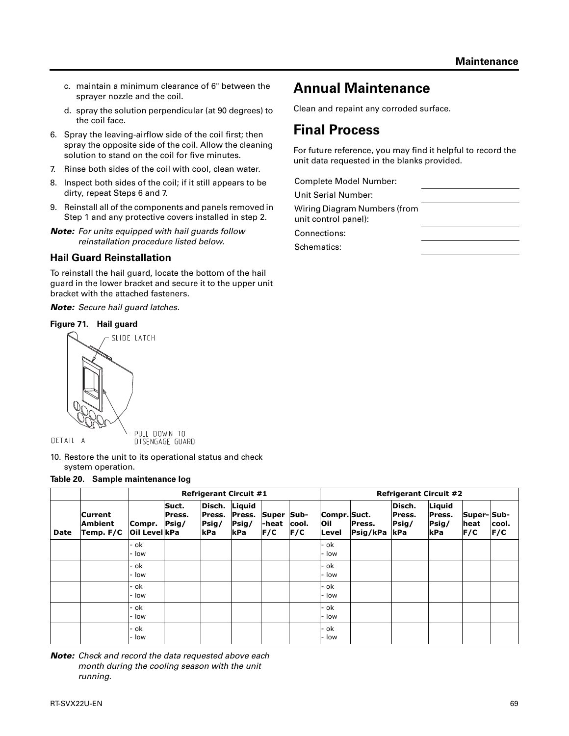c. maintain a minimum clearance of 6" between the sprayer nozzle and the coil.

d. spray the solution perpendicular (at 90 degrees) to the coil face.

6. Spray the leaving-airflow side of the coil first; then spray the opposite side of the coil. Allow the cleaning solution to stand on the coil for five minutes.
7. Rinse both sides of the coil with cool, clean water.
8. Inspect both sides of the coil; if it still appears to be dirty, repeat Steps 6 and 7.
9. Reinstall all of the components and panels removed in Step 1 and any protective covers installed in step 2.

***Note:*** *For units equipped with hail guards follow reinstallation procedure listed below.*

### Hail Guard Reinstallation

To reinstall the hail guard, locate the bottom of the hail guard in the lower bracket and secure it to the upper unit bracket with the attached fasteners.

***Note:*** *Secure hail guard latches.*

**Figure 71. Hail guard**

SLIDE LATCH

DETAIL A

PULL DOWN TO DISENGAGE GUARD

10. Restore the unit to its operational status and check system operation.

**Table 20. Sample maintenance log**

| | | Refrigerant Circuit #1 | | | | | | Refrigerant Circuit #2 | | | | | |
|---|---|---|---|---|---|---|---|---|---|---|---|---|---|
| Date | Current Ambient Temp. F/C | Compr. Oil Level | Suct. Press. Psig/kPa | Disch. Press. Psig/kPa | Liquid Press. Psig/kPa | Super-heat F/C | Sub-cool. F/C | Compr. Oil Level | Suct. Press. Psig/kPa | Disch. Press. Psig/kPa | Liquid Press. Psig/kPa | Super-heat F/C | Sub-cool. F/C |
| | | - ok<br>- low | | | | | | - ok<br>- low | | | | | |
| | | - ok<br>- low | | | | | | - ok<br>- low | | | | | |
| | | - ok<br>- low | | | | | | - ok<br>- low | | | | | |
| | | - ok<br>- low | | | | | | - ok<br>- low | | | | | |
| | | - ok<br>- low | | | | | | - ok<br>- low | | | | | |

***Note:*** *Check and record the data requested above each month during the cooling season with the unit running.*

## Annual Maintenance

Clean and repaint any corroded surface.

## Final Process

For future reference, you may find it helpful to record the unit data requested in the blanks provided.

| | |
|---|---|
| Complete Model Number: | ____________ |
| Unit Serial Number: | ____________ |
| Wiring Diagram Numbers (from unit control panel): | ____________ |
| Connections: | ____________ |
| Schematics: | ____________ |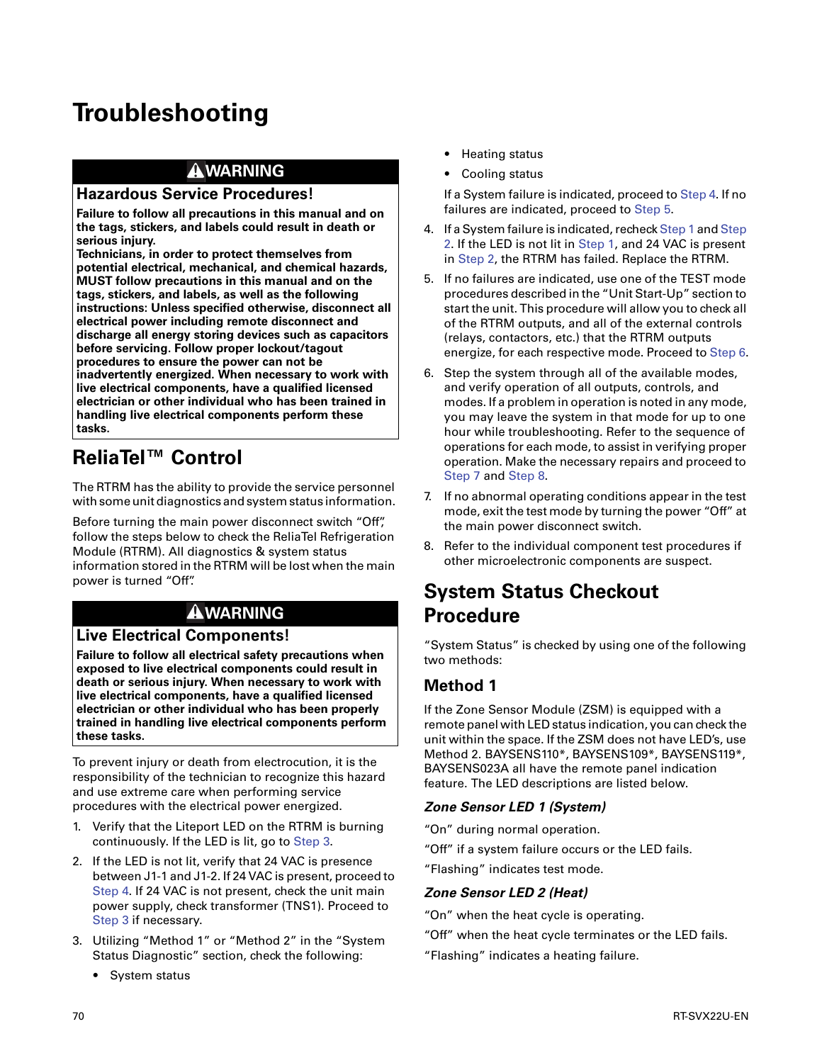# Troubleshooting

**⚠WARNING**

**Hazardous Service Procedures!**

**Failure to follow all precautions in this manual and on the tags, stickers, and labels could result in death or serious injury.**
**Technicians, in order to protect themselves from potential electrical, mechanical, and chemical hazards, MUST follow precautions in this manual and on the tags, stickers, and labels, as well as the following instructions: Unless specified otherwise, disconnect all electrical power including remote disconnect and discharge all energy storing devices such as capacitors before servicing. Follow proper lockout/tagout procedures to ensure the power can not be inadvertently energized. When necessary to work with live electrical components, have a qualified licensed electrician or other individual who has been trained in handling live electrical components perform these tasks.**

## ReliaTel™ Control

The RTRM has the ability to provide the service personnel with some unit diagnostics and system status information.

Before turning the main power disconnect switch "Off", follow the steps below to check the ReliaTel Refrigeration Module (RTRM). All diagnostics & system status information stored in the RTRM will be lost when the main power is turned "Off".

**⚠WARNING**

**Live Electrical Components!**

**Failure to follow all electrical safety precautions when exposed to live electrical components could result in death or serious injury. When necessary to work with live electrical components, have a qualified licensed electrician or other individual who has been properly trained in handling live electrical components perform these tasks.**

To prevent injury or death from electrocution, it is the responsibility of the technician to recognize this hazard and use extreme care when performing service procedures with the electrical power energized.

1. Verify that the Liteport LED on the RTRM is burning continuously. If the LED is lit, go to Step 3.
2. If the LED is not lit, verify that 24 VAC is presence between J1-1 and J1-2. If 24 VAC is present, proceed to Step 4. If 24 VAC is not present, check the unit main power supply, check transformer (TNS1). Proceed to Step 3 if necessary.
3. Utilizing "Method 1" or "Method 2" in the "System Status Diagnostic" section, check the following:
   - System status
   - Heating status
   - Cooling status

   If a System failure is indicated, proceed to Step 4. If no failures are indicated, proceed to Step 5.
4. If a System failure is indicated, recheck Step 1 and Step 2. If the LED is not lit in Step 1, and 24 VAC is present in Step 2, the RTRM has failed. Replace the RTRM.
5. If no failures are indicated, use one of the TEST mode procedures described in the "Unit Start-Up" section to start the unit. This procedure will allow you to check all of the RTRM outputs, and all of the external controls (relays, contactors, etc.) that the RTRM outputs energize, for each respective mode. Proceed to Step 6.
6. Step the system through all of the available modes, and verify operation of all outputs, controls, and modes. If a problem in operation is noted in any mode, you may leave the system in that mode for up to one hour while troubleshooting. Refer to the sequence of operations for each mode, to assist in verifying proper operation. Make the necessary repairs and proceed to Step 7 and Step 8.
7. If no abnormal operating conditions appear in the test mode, exit the test mode by turning the power "Off" at the main power disconnect switch.
8. Refer to the individual component test procedures if other microelectronic components are suspect.

## System Status Checkout Procedure

"System Status" is checked by using one of the following two methods:

### Method 1

If the Zone Sensor Module (ZSM) is equipped with a remote panel with LED status indication, you can check the unit within the space. If the ZSM does not have LED's, use Method 2. BAYSENS110*, BAYSENS109*, BAYSENS119*, BAYSENS023A all have the remote panel indication feature. The LED descriptions are listed below.

#### *Zone Sensor LED 1 (System)*

"On" during normal operation.

"Off" if a system failure occurs or the LED fails.

"Flashing" indicates test mode.

#### *Zone Sensor LED 2 (Heat)*

"On" when the heat cycle is operating.

"Off" when the heat cycle terminates or the LED fails.

"Flashing" indicates a heating failure.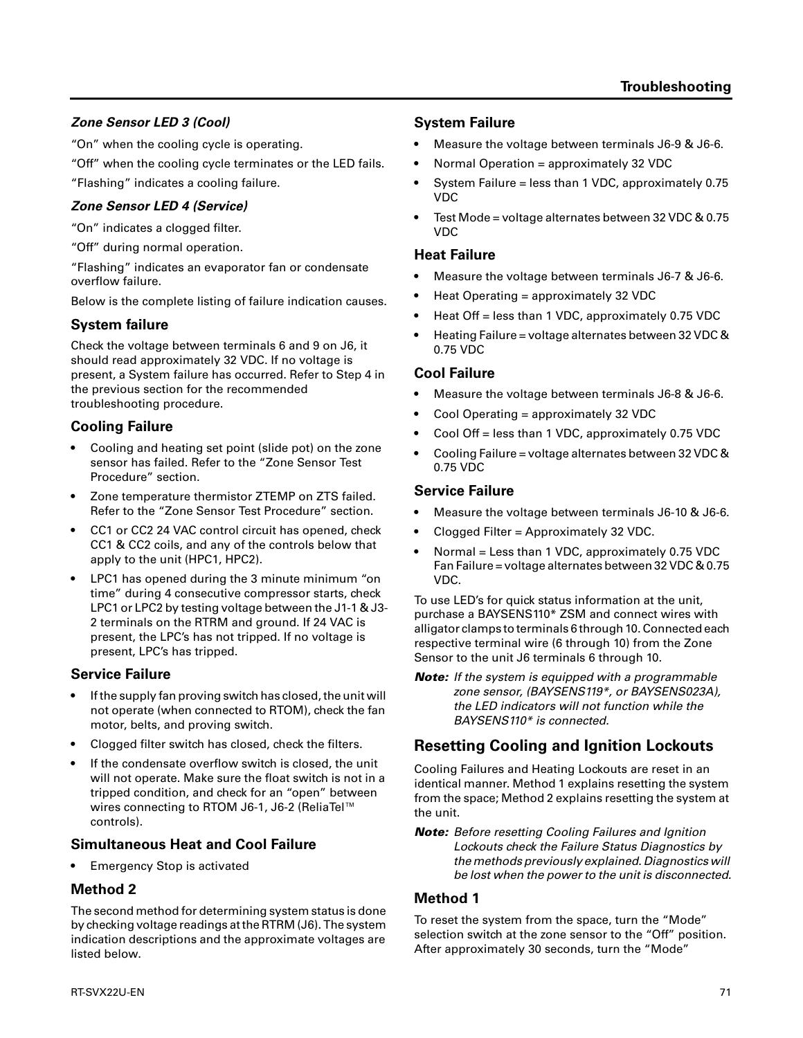#### *Zone Sensor LED 3 (Cool)*

"On" when the cooling cycle is operating.

"Off" when the cooling cycle terminates or the LED fails.

"Flashing" indicates a cooling failure.

#### *Zone Sensor LED 4 (Service)*

"On" indicates a clogged filter.

"Off" during normal operation.

"Flashing" indicates an evaporator fan or condensate overflow failure.

Below is the complete listing of failure indication causes.

### System failure

Check the voltage between terminals 6 and 9 on J6, it should read approximately 32 VDC. If no voltage is present, a System failure has occurred. Refer to Step 4 in the previous section for the recommended troubleshooting procedure.

### Cooling Failure

- Cooling and heating set point (slide pot) on the zone sensor has failed. Refer to the "Zone Sensor Test Procedure" section.
- Zone temperature thermistor ZTEMP on ZTS failed. Refer to the "Zone Sensor Test Procedure" section.
- CC1 or CC2 24 VAC control circuit has opened, check CC1 & CC2 coils, and any of the controls below that apply to the unit (HPC1, HPC2).
- LPC1 has opened during the 3 minute minimum "on time" during 4 consecutive compressor starts, check LPC1 or LPC2 by testing voltage between the J1-1 & J3-2 terminals on the RTRM and ground. If 24 VAC is present, the LPC's has not tripped. If no voltage is present, LPC's has tripped.

### Service Failure

- If the supply fan proving switch has closed, the unit will not operate (when connected to RTOM), check the fan motor, belts, and proving switch.
- Clogged filter switch has closed, check the filters.
- If the condensate overflow switch is closed, the unit will not operate. Make sure the float switch is not in a tripped condition, and check for an "open" between wires connecting to RTOM J6-1, J6-2 (ReliaTel™ controls).

### Simultaneous Heat and Cool Failure

- Emergency Stop is activated

### Method 2

The second method for determining system status is done by checking voltage readings at the RTRM (J6). The system indication descriptions and the approximate voltages are listed below.

### System Failure

- Measure the voltage between terminals J6-9 & J6-6.
- Normal Operation = approximately 32 VDC
- System Failure = less than 1 VDC, approximately 0.75 VDC
- Test Mode = voltage alternates between 32 VDC & 0.75 VDC

### Heat Failure

- Measure the voltage between terminals J6-7 & J6-6.
- Heat Operating = approximately 32 VDC
- Heat Off = less than 1 VDC, approximately 0.75 VDC
- Heating Failure = voltage alternates between 32 VDC & 0.75 VDC

### Cool Failure

- Measure the voltage between terminals J6-8 & J6-6.
- Cool Operating = approximately 32 VDC
- Cool Off = less than 1 VDC, approximately 0.75 VDC
- Cooling Failure = voltage alternates between 32 VDC & 0.75 VDC

### Service Failure

- Measure the voltage between terminals J6-10 & J6-6.
- Clogged Filter = Approximately 32 VDC.
- Normal = Less than 1 VDC, approximately 0.75 VDC Fan Failure = voltage alternates between 32 VDC & 0.75 VDC.

To use LED's for quick status information at the unit, purchase a BAYSENS110* ZSM and connect wires with alligator clamps to terminals 6 through 10. Connected each respective terminal wire (6 through 10) from the Zone Sensor to the unit J6 terminals 6 through 10.

***Note:*** *If the system is equipped with a programmable zone sensor, (BAYSENS119*, or BAYSENS023A), the LED indicators will not function while the BAYSENS110* is connected.*

## Resetting Cooling and Ignition Lockouts

Cooling Failures and Heating Lockouts are reset in an identical manner. Method 1 explains resetting the system from the space; Method 2 explains resetting the system at the unit.

***Note:*** *Before resetting Cooling Failures and Ignition Lockouts check the Failure Status Diagnostics by the methods previously explained. Diagnostics will be lost when the power to the unit is disconnected.*

### Method 1

To reset the system from the space, turn the "Mode" selection switch at the zone sensor to the "Off" position. After approximately 30 seconds, turn the "Mode"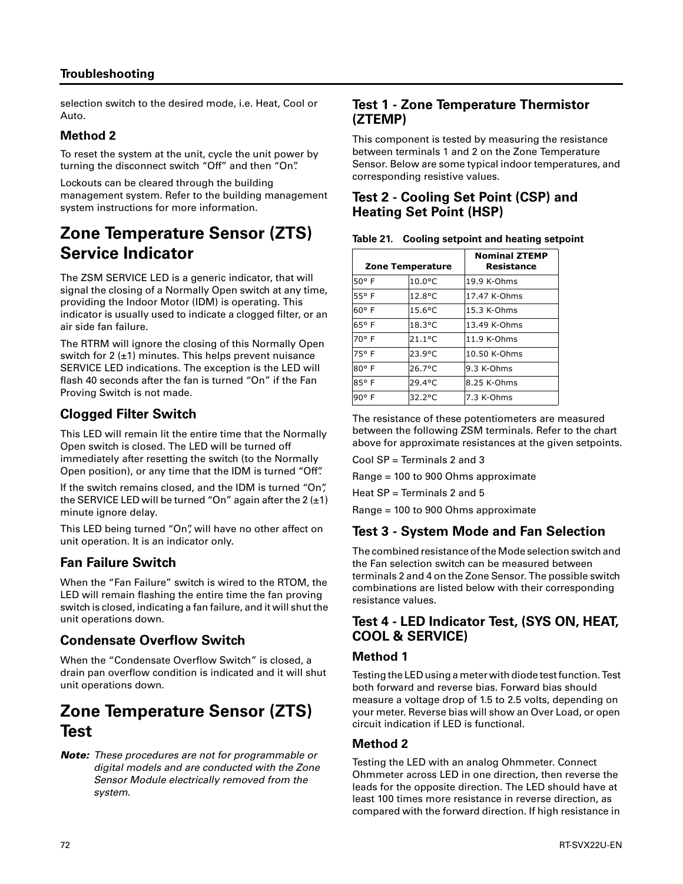selection switch to the desired mode, i.e. Heat, Cool or Auto.

### Method 2

To reset the system at the unit, cycle the unit power by turning the disconnect switch "Off" and then "On".

Lockouts can be cleared through the building management system. Refer to the building management system instructions for more information.

## Zone Temperature Sensor (ZTS) Service Indicator

The ZSM SERVICE LED is a generic indicator, that will signal the closing of a Normally Open switch at any time, providing the Indoor Motor (IDM) is operating. This indicator is usually used to indicate a clogged filter, or an air side fan failure.

The RTRM will ignore the closing of this Normally Open switch for 2 (±1) minutes. This helps prevent nuisance SERVICE LED indications. The exception is the LED will flash 40 seconds after the fan is turned "On" if the Fan Proving Switch is not made.

### Clogged Filter Switch

This LED will remain lit the entire time that the Normally Open switch is closed. The LED will be turned off immediately after resetting the switch (to the Normally Open position), or any time that the IDM is turned "Off".

If the switch remains closed, and the IDM is turned "On", the SERVICE LED will be turned "On" again after the 2 (±1) minute ignore delay.

This LED being turned "On", will have no other affect on unit operation. It is an indicator only.

### Fan Failure Switch

When the "Fan Failure" switch is wired to the RTOM, the LED will remain flashing the entire time the fan proving switch is closed, indicating a fan failure, and it will shut the unit operations down.

### Condensate Overflow Switch

When the "Condensate Overflow Switch" is closed, a drain pan overflow condition is indicated and it will shut unit operations down.

## Zone Temperature Sensor (ZTS) Test

***Note:*** *These procedures are not for programmable or digital models and are conducted with the Zone Sensor Module electrically removed from the system.*

### Test 1 - Zone Temperature Thermistor (ZTEMP)

This component is tested by measuring the resistance between terminals 1 and 2 on the Zone Temperature Sensor. Below are some typical indoor temperatures, and corresponding resistive values.

### Test 2 - Cooling Set Point (CSP) and Heating Set Point (HSP)

**Table 21. Cooling setpoint and heating setpoint**

| Zone Temperature | | Nominal ZTEMP Resistance |
|---|---|---|
| 50° F | 10.0°C | 19.9 K-Ohms |
| 55° F | 12.8°C | 17.47 K-Ohms |
| 60° F | 15.6°C | 15.3 K-Ohms |
| 65° F | 18.3°C | 13.49 K-Ohms |
| 70° F | 21.1°C | 11.9 K-Ohms |
| 75° F | 23.9°C | 10.50 K-Ohms |
| 80° F | 26.7°C | 9.3 K-Ohms |
| 85° F | 29.4°C | 8.25 K-Ohms |
| 90° F | 32.2°C | 7.3 K-Ohms |

The resistance of these potentiometers are measured between the following ZSM terminals. Refer to the chart above for approximate resistances at the given setpoints.

Cool SP = Terminals 2 and 3

Range = 100 to 900 Ohms approximate

Heat SP = Terminals 2 and 5

Range = 100 to 900 Ohms approximate

### Test 3 - System Mode and Fan Selection

The combined resistance of the Mode selection switch and the Fan selection switch can be measured between terminals 2 and 4 on the Zone Sensor. The possible switch combinations are listed below with their corresponding resistance values.

### Test 4 - LED Indicator Test, (SYS ON, HEAT, COOL & SERVICE)

#### Method 1

Testing the LED using a meter with diode test function. Test both forward and reverse bias. Forward bias should measure a voltage drop of 1.5 to 2.5 volts, depending on your meter. Reverse bias will show an Over Load, or open circuit indication if LED is functional.

#### Method 2

Testing the LED with an analog Ohmmeter. Connect Ohmmeter across LED in one direction, then reverse the leads for the opposite direction. The LED should have at least 100 times more resistance in reverse direction, as compared with the forward direction. If high resistance in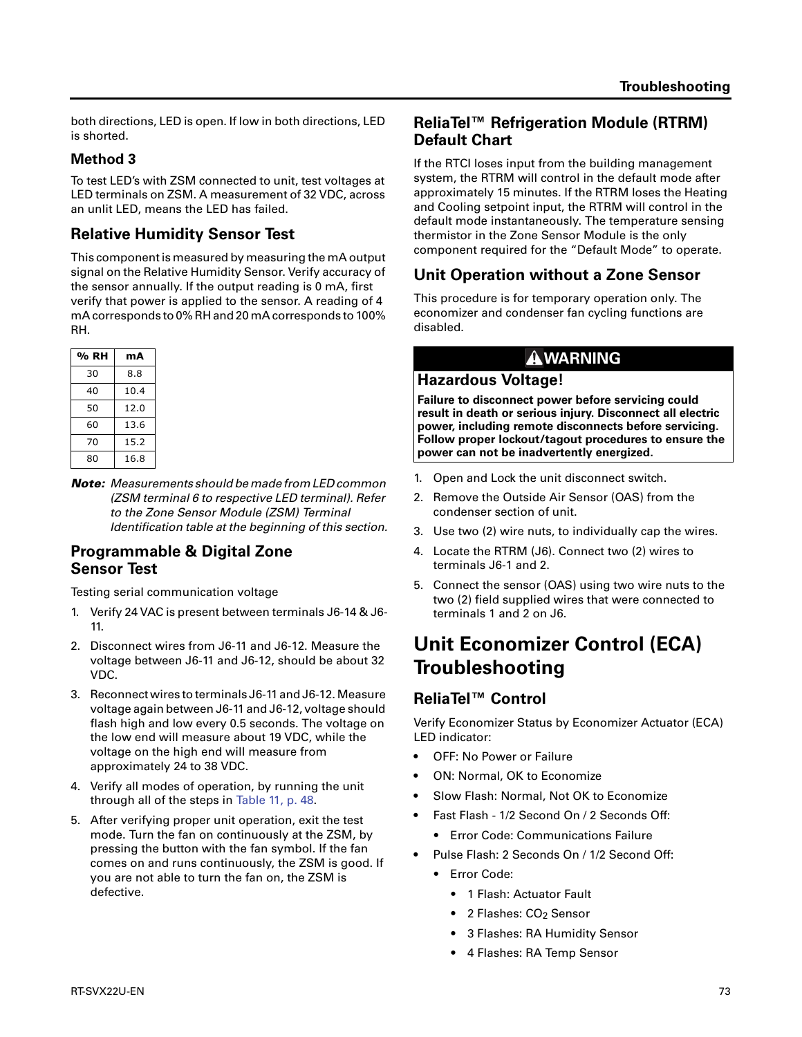both directions, LED is open. If low in both directions, LED is shorted.

### Method 3

To test LED's with ZSM connected to unit, test voltages at LED terminals on ZSM. A measurement of 32 VDC, across an unlit LED, means the LED has failed.

## Relative Humidity Sensor Test

This component is measured by measuring the mA output signal on the Relative Humidity Sensor. Verify accuracy of the sensor annually. If the output reading is 0 mA, first verify that power is applied to the sensor. A reading of 4 mA corresponds to 0% RH and 20 mA corresponds to 100% RH.

| % RH | mA |
|---|---|
| 30 | 8.8 |
| 40 | 10.4 |
| 50 | 12.0 |
| 60 | 13.6 |
| 70 | 15.2 |
| 80 | 16.8 |

***Note:*** *Measurements should be made from LED common (ZSM terminal 6 to respective LED terminal). Refer to the Zone Sensor Module (ZSM) Terminal Identification table at the beginning of this section.*

## Programmable & Digital Zone Sensor Test

Testing serial communication voltage

1. Verify 24 VAC is present between terminals J6-14 & J6-11.
2. Disconnect wires from J6-11 and J6-12. Measure the voltage between J6-11 and J6-12, should be about 32 VDC.
3. Reconnect wires to terminals J6-11 and J6-12. Measure voltage again between J6-11 and J6-12, voltage should flash high and low every 0.5 seconds. The voltage on the low end will measure about 19 VDC, while the voltage on the high end will measure from approximately 24 to 38 VDC.
4. Verify all modes of operation, by running the unit through all of the steps in Table 11, p. 48.
5. After verifying proper unit operation, exit the test mode. Turn the fan on continuously at the ZSM, by pressing the button with the fan symbol. If the fan comes on and runs continuously, the ZSM is good. If you are not able to turn the fan on, the ZSM is defective.

## ReliaTel™ Refrigeration Module (RTRM) Default Chart

If the RTCI loses input from the building management system, the RTRM will control in the default mode after approximately 15 minutes. If the RTRM loses the Heating and Cooling setpoint input, the RTRM will control in the default mode instantaneously. The temperature sensing thermistor in the Zone Sensor Module is the only component required for the "Default Mode" to operate.

## Unit Operation without a Zone Sensor

This procedure is for temporary operation only. The economizer and condenser fan cycling functions are disabled.

**⚠WARNING**

**Hazardous Voltage!**

**Failure to disconnect power before servicing could result in death or serious injury. Disconnect all electric power, including remote disconnects before servicing. Follow proper lockout/tagout procedures to ensure the power can not be inadvertently energized.**

1. Open and Lock the unit disconnect switch.
2. Remove the Outside Air Sensor (OAS) from the condenser section of unit.
3. Use two (2) wire nuts, to individually cap the wires.
4. Locate the RTRM (J6). Connect two (2) wires to terminals J6-1 and 2.
5. Connect the sensor (OAS) using two wire nuts to the two (2) field supplied wires that were connected to terminals 1 and 2 on J6.

# Unit Economizer Control (ECA) Troubleshooting

## ReliaTel™ Control

Verify Economizer Status by Economizer Actuator (ECA) LED indicator:

- OFF: No Power or Failure
- ON: Normal, OK to Economize
- Slow Flash: Normal, Not OK to Economize
- Fast Flash - 1/2 Second On / 2 Seconds Off:
  - Error Code: Communications Failure
- Pulse Flash: 2 Seconds On / 1/2 Second Off:
  - Error Code:
    - 1 Flash: Actuator Fault
    - 2 Flashes: $CO_2$ Sensor
    - 3 Flashes: RA Humidity Sensor
    - 4 Flashes: RA Temp Sensor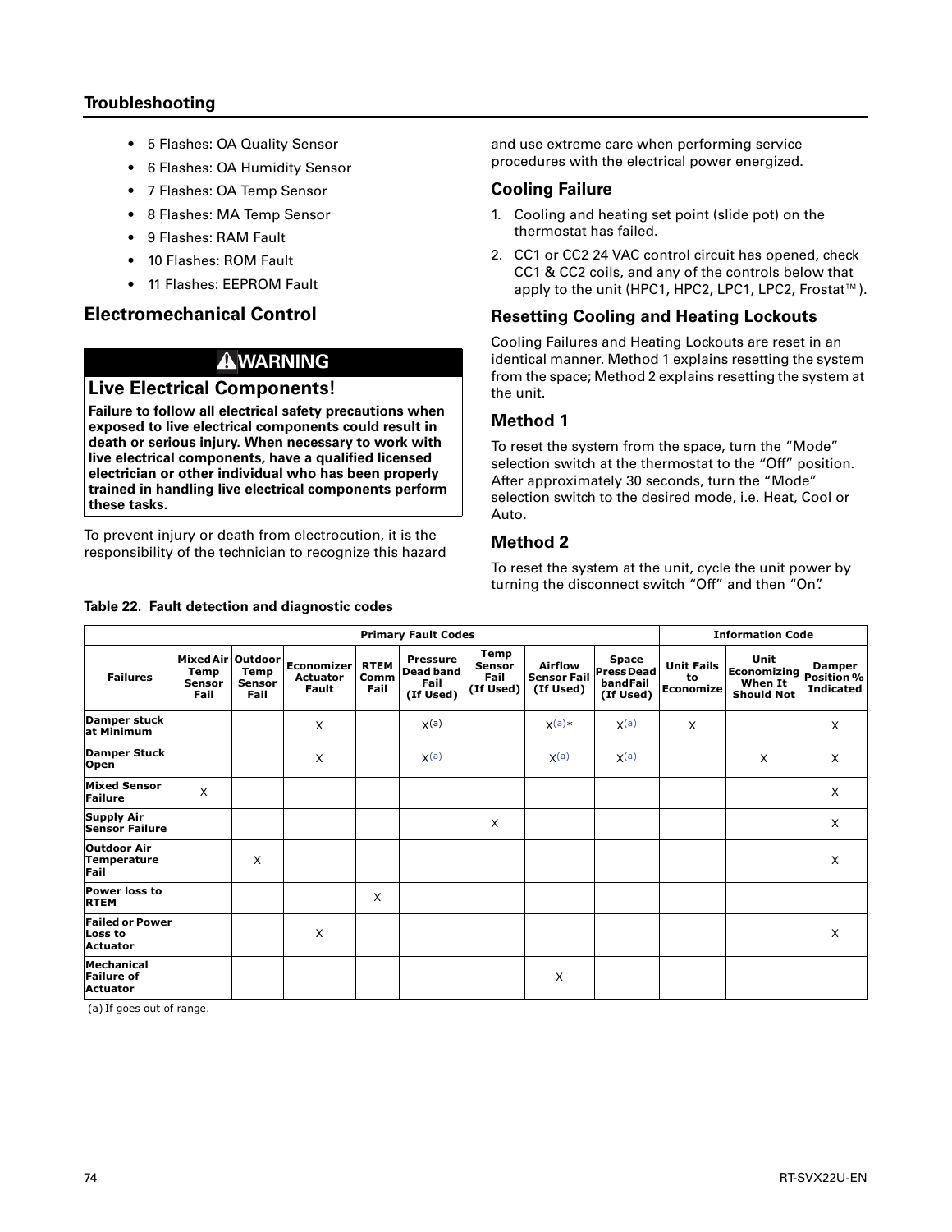- 5 Flashes: OA Quality Sensor
- 6 Flashes: OA Humidity Sensor
- 7 Flashes: OA Temp Sensor
- 8 Flashes: MA Temp Sensor
- 9 Flashes: RAM Fault
- 10 Flashes: ROM Fault
- 11 Flashes: EEPROM Fault

## Electromechanical Control

**⚠WARNING**

**Live Electrical Components!**

**Failure to follow all electrical safety precautions when exposed to live electrical components could result in death or serious injury. When necessary to work with live electrical components, have a qualified licensed electrician or other individual who has been properly trained in handling live electrical components perform these tasks.**

To prevent injury or death from electrocution, it is the responsibility of the technician to recognize this hazard and use extreme care when performing service procedures with the electrical power energized.

### Cooling Failure

1. Cooling and heating set point (slide pot) on the thermostat has failed.
2. CC1 or CC2 24 VAC control circuit has opened, check CC1 & CC2 coils, and any of the controls below that apply to the unit (HPC1, HPC2, LPC1, LPC2, Frostat™).

### Resetting Cooling and Heating Lockouts

Cooling Failures and Heating Lockouts are reset in an identical manner. Method 1 explains resetting the system from the space; Method 2 explains resetting the system at the unit.

### Method 1

To reset the system from the space, turn the "Mode" selection switch at the thermostat to the "Off" position. After approximately 30 seconds, turn the "Mode" selection switch to the desired mode, i.e. Heat, Cool or Auto.

### Method 2

To reset the system at the unit, cycle the unit power by turning the disconnect switch "Off" and then "On".

**Table 22. Fault detection and diagnostic codes**

| | Primary Fault Codes | | | | | | | | Information Code | | |
|---|---|---|---|---|---|---|---|---|---|---|---|
| Failures | Mixed Air Temp Sensor Fail | Outdoor Temp Sensor Fail | Economizer Actuator Fault | RTEM Comm Fail | Pressure Dead band Fail (If Used) | Temp Sensor Fail (If Used) | Airflow Sensor Fail (If Used) | Space Press Dead band Fail (If Used) | Unit Fails to Economize | Unit Economizing When It Should Not | Damper Position % Indicated |
| Damper stuck at Minimum | | | X | | X(a) | | X(a)* | X(a) | X | | X |
| Damper Stuck Open | | | X | | X(a) | | X(a) | X(a) | | X | X |
| Mixed Sensor Failure | X | | | | | | | | | | X |
| Supply Air Sensor Failure | | | | | | X | | | | | X |
| Outdoor Air Temperature Fail | | X | | | | | | | | | X |
| Power loss to RTEM | | | | X | | | | | | | |
| Failed or Power Loss to Actuator | | | X | | | | | | | | X |
| Mechanical Failure of Actuator | | | | | | | X | | | | |

(a) If goes out of range.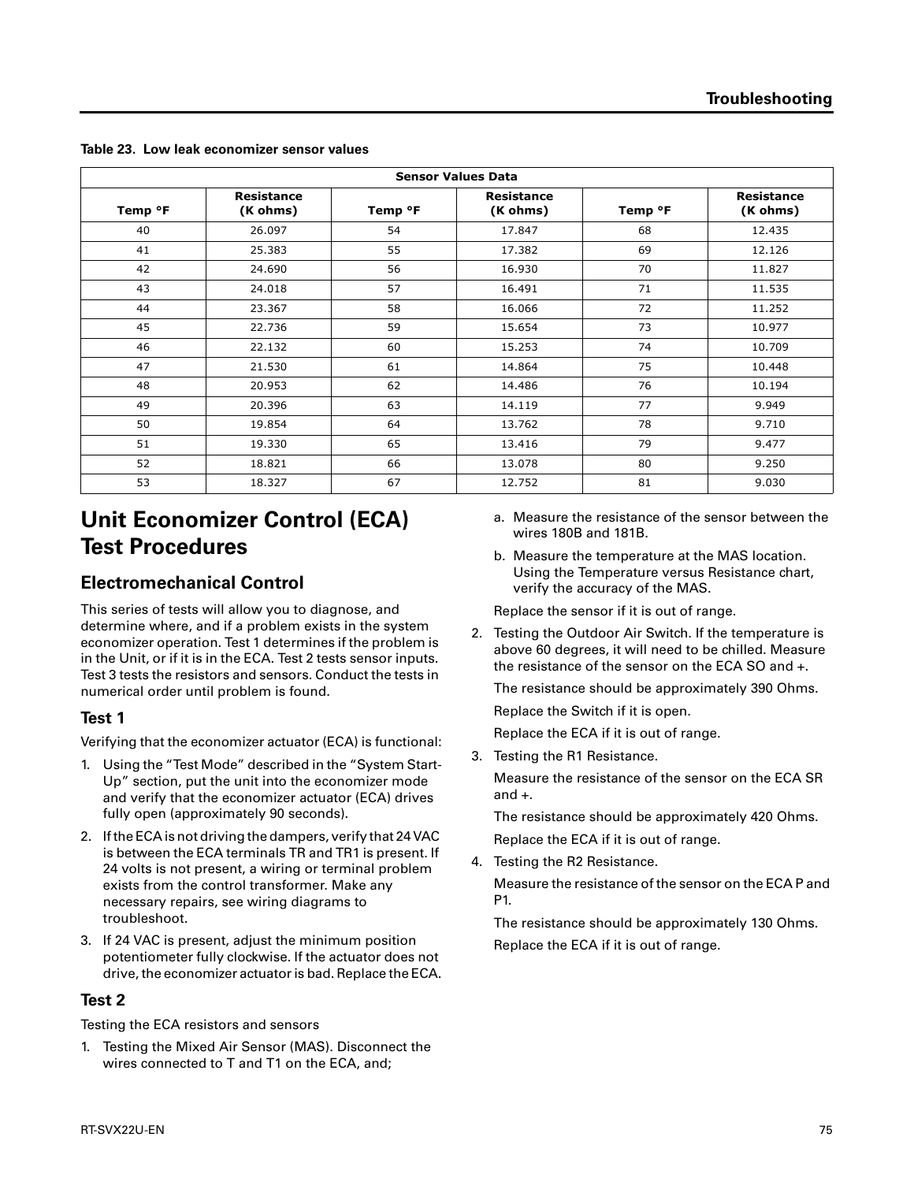Table 23. Low leak economizer sensor values

| Sensor Values Data | | | | | |
|---|---|---|---|---|---|
| Temp °F | Resistance (K ohms) | Temp °F | Resistance (K ohms) | Temp °F | Resistance (K ohms) |
| 40 | 26.097 | 54 | 17.847 | 68 | 12.435 |
| 41 | 25.383 | 55 | 17.382 | 69 | 12.126 |
| 42 | 24.690 | 56 | 16.930 | 70 | 11.827 |
| 43 | 24.018 | 57 | 16.491 | 71 | 11.535 |
| 44 | 23.367 | 58 | 16.066 | 72 | 11.252 |
| 45 | 22.736 | 59 | 15.654 | 73 | 10.977 |
| 46 | 22.132 | 60 | 15.253 | 74 | 10.709 |
| 47 | 21.530 | 61 | 14.864 | 75 | 10.448 |
| 48 | 20.953 | 62 | 14.486 | 76 | 10.194 |
| 49 | 20.396 | 63 | 14.119 | 77 | 9.949 |
| 50 | 19.854 | 64 | 13.762 | 78 | 9.710 |
| 51 | 19.330 | 65 | 13.416 | 79 | 9.477 |
| 52 | 18.821 | 66 | 13.078 | 80 | 9.250 |
| 53 | 18.327 | 67 | 12.752 | 81 | 9.030 |

# Unit Economizer Control (ECA) Test Procedures

## Electromechanical Control

This series of tests will allow you to diagnose, and determine where, and if a problem exists in the system economizer operation. Test 1 determines if the problem is in the Unit, or if it is in the ECA. Test 2 tests sensor inputs. Test 3 tests the resistors and sensors. Conduct the tests in numerical order until problem is found.

### Test 1

Verifying that the economizer actuator (ECA) is functional:

1. Using the "Test Mode" described in the "System Start-Up" section, put the unit into the economizer mode and verify that the economizer actuator (ECA) drives fully open (approximately 90 seconds).
2. If the ECA is not driving the dampers, verify that 24 VAC is between the ECA terminals TR and TR1 is present. If 24 volts is not present, a wiring or terminal problem exists from the control transformer. Make any necessary repairs, see wiring diagrams to troubleshoot.
3. If 24 VAC is present, adjust the minimum position potentiometer fully clockwise. If the actuator does not drive, the economizer actuator is bad. Replace the ECA.

### Test 2

Testing the ECA resistors and sensors

1. Testing the Mixed Air Sensor (MAS). Disconnect the wires connected to T and T1 on the ECA, and;
   a. Measure the resistance of the sensor between the wires 180B and 181B.
   b. Measure the temperature at the MAS location. Using the Temperature versus Resistance chart, verify the accuracy of the MAS.

   Replace the sensor if it is out of range.
2. Testing the Outdoor Air Switch. If the temperature is above 60 degrees, it will need to be chilled. Measure the resistance of the sensor on the ECA SO and +.

   The resistance should be approximately 390 Ohms.

   Replace the Switch if it is open.

   Replace the ECA if it is out of range.
3. Testing the R1 Resistance.

   Measure the resistance of the sensor on the ECA SR and +.

   The resistance should be approximately 420 Ohms.

   Replace the ECA if it is out of range.
4. Testing the R2 Resistance.

   Measure the resistance of the sensor on the ECA P and P1.

   The resistance should be approximately 130 Ohms.

   Replace the ECA if it is out of range.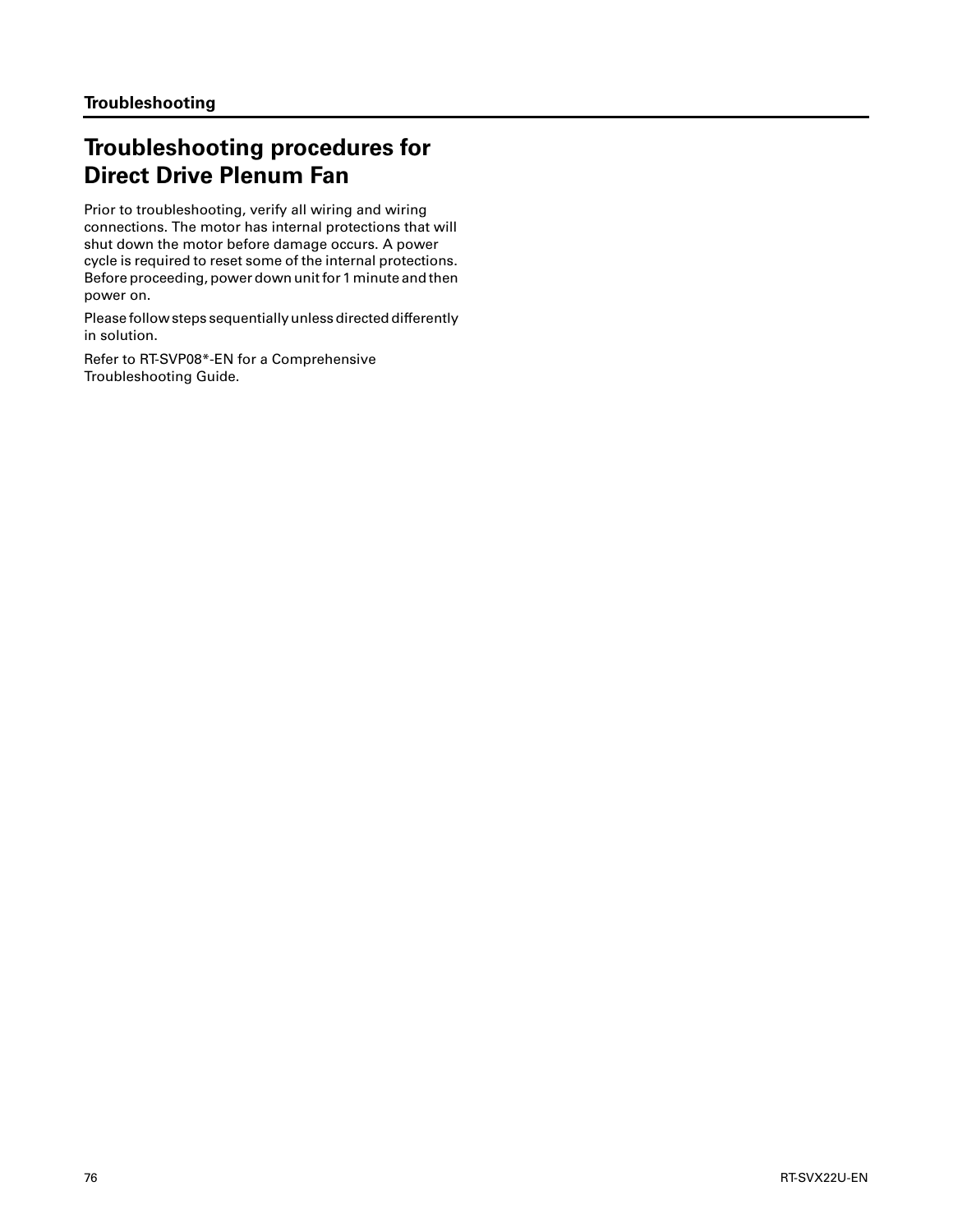## Troubleshooting procedures for Direct Drive Plenum Fan

Prior to troubleshooting, verify all wiring and wiring connections. The motor has internal protections that will shut down the motor before damage occurs. A power cycle is required to reset some of the internal protections. Before proceeding, power down unit for 1 minute and then power on.

Please follow steps sequentially unless directed differently in solution.

Refer to RT-SVP08*-EN for a Comprehensive Troubleshooting Guide.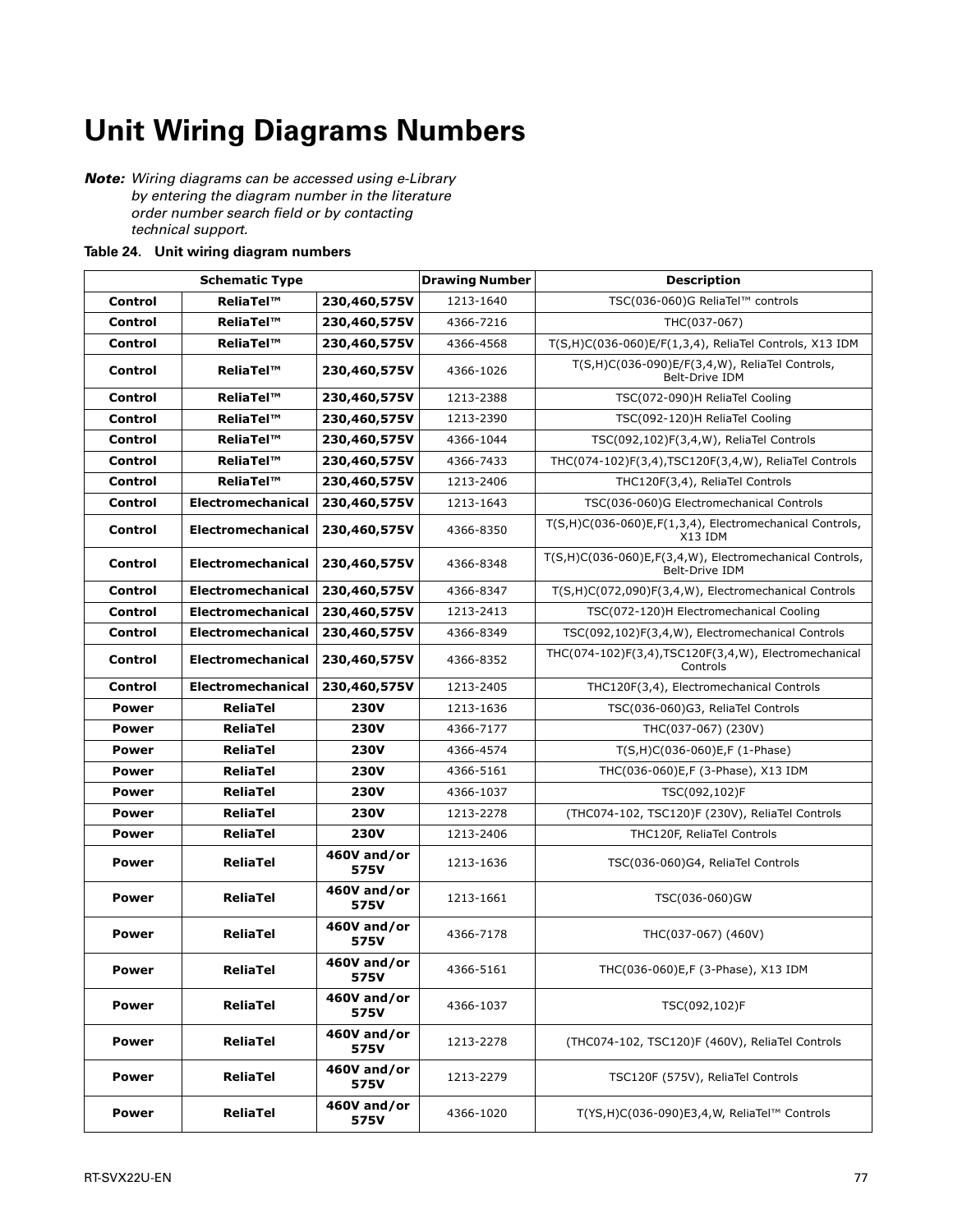# Unit Wiring Diagrams Numbers

***Note:*** *Wiring diagrams can be accessed using e-Library by entering the diagram number in the literature order number search field or by contacting technical support.*

**Table 24. Unit wiring diagram numbers**

| Schematic Type | | | Drawing Number | Description |
|---|---|---|---|---|
| Control | ReliaTel™ | 230,460,575V | 1213-1640 | TSC(036-060)G ReliaTel™ controls |
| Control | ReliaTel™ | 230,460,575V | 4366-7216 | THC(037-067) |
| Control | ReliaTel™ | 230,460,575V | 4366-4568 | T(S,H)C(036-060)E/F(1,3,4), ReliaTel Controls, X13 IDM |
| Control | ReliaTel™ | 230,460,575V | 4366-1026 | T(S,H)C(036-090)E/F(3,4,W), ReliaTel Controls, Belt-Drive IDM |
| Control | ReliaTel™ | 230,460,575V | 1213-2388 | TSC(072-090)H ReliaTel Cooling |
| Control | ReliaTel™ | 230,460,575V | 1213-2390 | TSC(092-120)H ReliaTel Cooling |
| Control | ReliaTel™ | 230,460,575V | 4366-1044 | TSC(092,102)F(3,4,W), ReliaTel Controls |
| Control | ReliaTel™ | 230,460,575V | 4366-7433 | THC(074-102)F(3,4),TSC120F(3,4,W), ReliaTel Controls |
| Control | ReliaTel™ | 230,460,575V | 1213-2406 | THC120F(3,4), ReliaTel Controls |
| Control | Electromechanical | 230,460,575V | 1213-1643 | TSC(036-060)G Electromechanical Controls |
| Control | Electromechanical | 230,460,575V | 4366-8350 | T(S,H)C(036-060)E,F(1,3,4), Electromechanical Controls, X13 IDM |
| Control | Electromechanical | 230,460,575V | 4366-8348 | T(S,H)C(036-060)E,F(3,4,W), Electromechanical Controls, Belt-Drive IDM |
| Control | Electromechanical | 230,460,575V | 4366-8347 | T(S,H)C(072,090)F(3,4,W), Electromechanical Controls |
| Control | Electromechanical | 230,460,575V | 1213-2413 | TSC(072-120)H Electromechanical Cooling |
| Control | Electromechanical | 230,460,575V | 4366-8349 | TSC(092,102)F(3,4,W), Electromechanical Controls |
| Control | Electromechanical | 230,460,575V | 4366-8352 | THC(074-102)F(3,4),TSC120F(3,4,W), Electromechanical Controls |
| Control | Electromechanical | 230,460,575V | 1213-2405 | THC120F(3,4), Electromechanical Controls |
| Power | ReliaTel | 230V | 1213-1636 | TSC(036-060)G3, ReliaTel Controls |
| Power | ReliaTel | 230V | 4366-7177 | THC(037-067) (230V) |
| Power | ReliaTel | 230V | 4366-4574 | T(S,H)C(036-060)E,F (1-Phase) |
| Power | ReliaTel | 230V | 4366-5161 | THC(036-060)E,F (3-Phase), X13 IDM |
| Power | ReliaTel | 230V | 4366-1037 | TSC(092,102)F |
| Power | ReliaTel | 230V | 1213-2278 | (THC074-102, TSC120)F (230V), ReliaTel Controls |
| Power | ReliaTel | 230V | 1213-2406 | THC120F, ReliaTel Controls |
| Power | ReliaTel | 460V and/or 575V | 1213-1636 | TSC(036-060)G4, ReliaTel Controls |
| Power | ReliaTel | 460V and/or 575V | 1213-1661 | TSC(036-060)GW |
| Power | ReliaTel | 460V and/or 575V | 4366-7178 | THC(037-067) (460V) |
| Power | ReliaTel | 460V and/or 575V | 4366-5161 | THC(036-060)E,F (3-Phase), X13 IDM |
| Power | ReliaTel | 460V and/or 575V | 4366-1037 | TSC(092,102)F |
| Power | ReliaTel | 460V and/or 575V | 1213-2278 | (THC074-102, TSC120)F (460V), ReliaTel Controls |
| Power | ReliaTel | 460V and/or 575V | 1213-2279 | TSC120F (575V), ReliaTel Controls |
| Power | ReliaTel | 460V and/or 575V | 4366-1020 | T(YS,H)C(036-090)E3,4,W, ReliaTel™ Controls |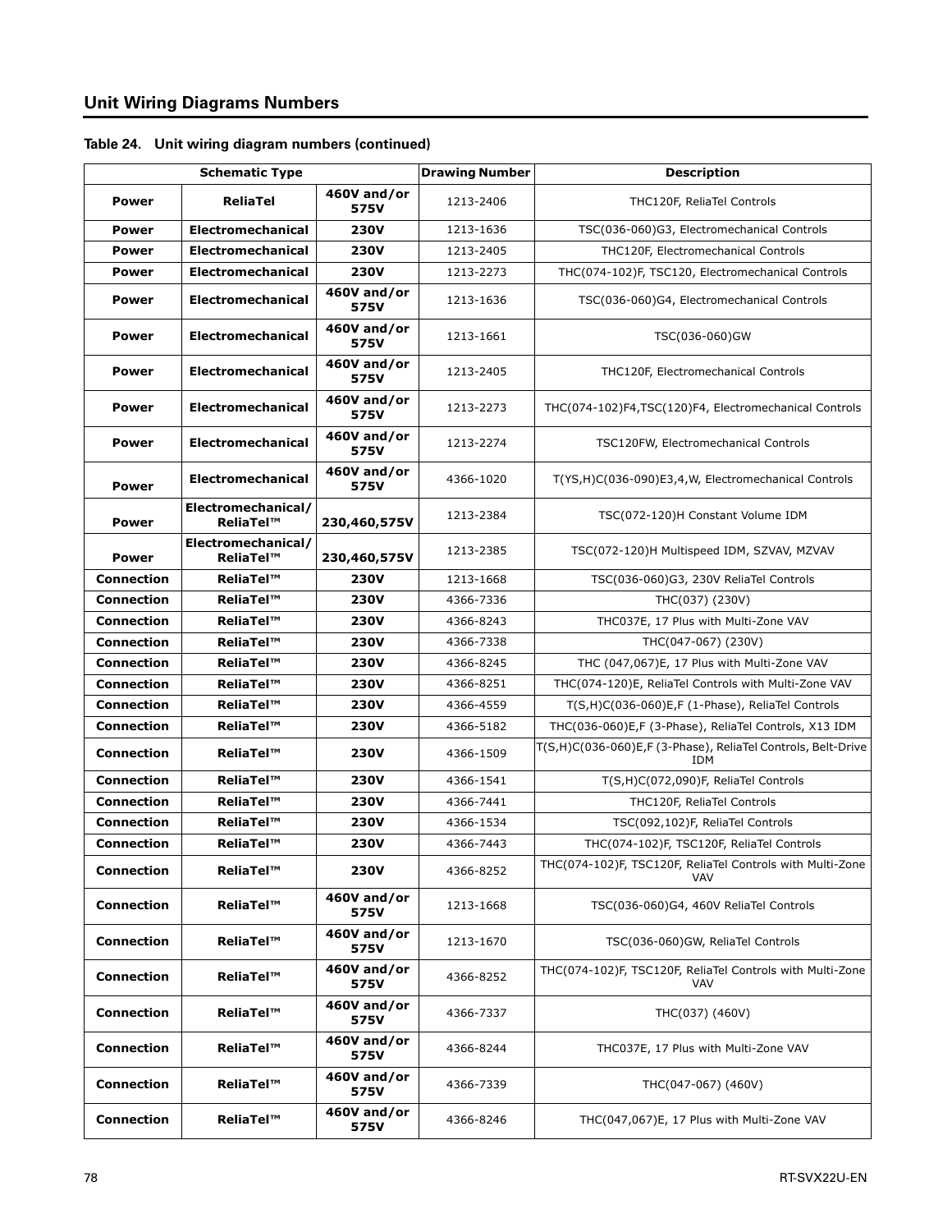## Unit Wiring Diagrams Numbers

**Table 24. Unit wiring diagram numbers (continued)**

| Schematic Type | | | Drawing Number | Description |
|---|---|---|---|---|
| **Power** | **ReliaTel** | **460V and/or 575V** | 1213-2406 | THC120F, ReliaTel Controls |
| **Power** | **Electromechanical** | **230V** | 1213-1636 | TSC(036-060)G3, Electromechanical Controls |
| **Power** | **Electromechanical** | **230V** | 1213-2405 | THC120F, Electromechanical Controls |
| **Power** | **Electromechanical** | **230V** | 1213-2273 | THC(074-102)F, TSC120, Electromechanical Controls |
| **Power** | **Electromechanical** | **460V and/or 575V** | 1213-1636 | TSC(036-060)G4, Electromechanical Controls |
| **Power** | **Electromechanical** | **460V and/or 575V** | 1213-1661 | TSC(036-060)GW |
| **Power** | **Electromechanical** | **460V and/or 575V** | 1213-2405 | THC120F, Electromechanical Controls |
| **Power** | **Electromechanical** | **460V and/or 575V** | 1213-2273 | THC(074-102)F4,TSC(120)F4, Electromechanical Controls |
| **Power** | **Electromechanical** | **460V and/or 575V** | 1213-2274 | TSC120FW, Electromechanical Controls |
| **Power** | **Electromechanical** | **460V and/or 575V** | 4366-1020 | T(YS,H)C(036-090)E3,4,W, Electromechanical Controls |
| **Power** | **Electromechanical/ ReliaTel™** | **230,460,575V** | 1213-2384 | TSC(072-120)H Constant Volume IDM |
| **Power** | **Electromechanical/ ReliaTel™** | **230,460,575V** | 1213-2385 | TSC(072-120)H Multispeed IDM, SZVAV, MZVAV |
| **Connection** | **ReliaTel™** | **230V** | 1213-1668 | TSC(036-060)G3, 230V ReliaTel Controls |
| **Connection** | **ReliaTel™** | **230V** | 4366-7336 | THC(037) (230V) |
| **Connection** | **ReliaTel™** | **230V** | 4366-8243 | THC037E, 17 Plus with Multi-Zone VAV |
| **Connection** | **ReliaTel™** | **230V** | 4366-7338 | THC(047-067) (230V) |
| **Connection** | **ReliaTel™** | **230V** | 4366-8245 | THC (047,067)E, 17 Plus with Multi-Zone VAV |
| **Connection** | **ReliaTel™** | **230V** | 4366-8251 | THC(074-120)E, ReliaTel Controls with Multi-Zone VAV |
| **Connection** | **ReliaTel™** | **230V** | 4366-4559 | T(S,H)C(036-060)E,F (1-Phase), ReliaTel Controls |
| **Connection** | **ReliaTel™** | **230V** | 4366-5182 | THC(036-060)E,F (3-Phase), ReliaTel Controls, X13 IDM |
| **Connection** | **ReliaTel™** | **230V** | 4366-1509 | T(S,H)C(036-060)E,F (3-Phase), ReliaTel Controls, Belt-Drive IDM |
| **Connection** | **ReliaTel™** | **230V** | 4366-1541 | T(S,H)C(072,090)F, ReliaTel Controls |
| **Connection** | **ReliaTel™** | **230V** | 4366-7441 | THC120F, ReliaTel Controls |
| **Connection** | **ReliaTel™** | **230V** | 4366-1534 | TSC(092,102)F, ReliaTel Controls |
| **Connection** | **ReliaTel™** | **230V** | 4366-7443 | THC(074-102)F, TSC120F, ReliaTel Controls |
| **Connection** | **ReliaTel™** | **230V** | 4366-8252 | THC(074-102)F, TSC120F, ReliaTel Controls with Multi-Zone VAV |
| **Connection** | **ReliaTel™** | **460V and/or 575V** | 1213-1668 | TSC(036-060)G4, 460V ReliaTel Controls |
| **Connection** | **ReliaTel™** | **460V and/or 575V** | 1213-1670 | TSC(036-060)GW, ReliaTel Controls |
| **Connection** | **ReliaTel™** | **460V and/or 575V** | 4366-8252 | THC(074-102)F, TSC120F, ReliaTel Controls with Multi-Zone VAV |
| **Connection** | **ReliaTel™** | **460V and/or 575V** | 4366-7337 | THC(037) (460V) |
| **Connection** | **ReliaTel™** | **460V and/or 575V** | 4366-8244 | THC037E, 17 Plus with Multi-Zone VAV |
| **Connection** | **ReliaTel™** | **460V and/or 575V** | 4366-7339 | THC(047-067) (460V) |
| **Connection** | **ReliaTel™** | **460V and/or 575V** | 4366-8246 | THC(047,067)E, 17 Plus with Multi-Zone VAV |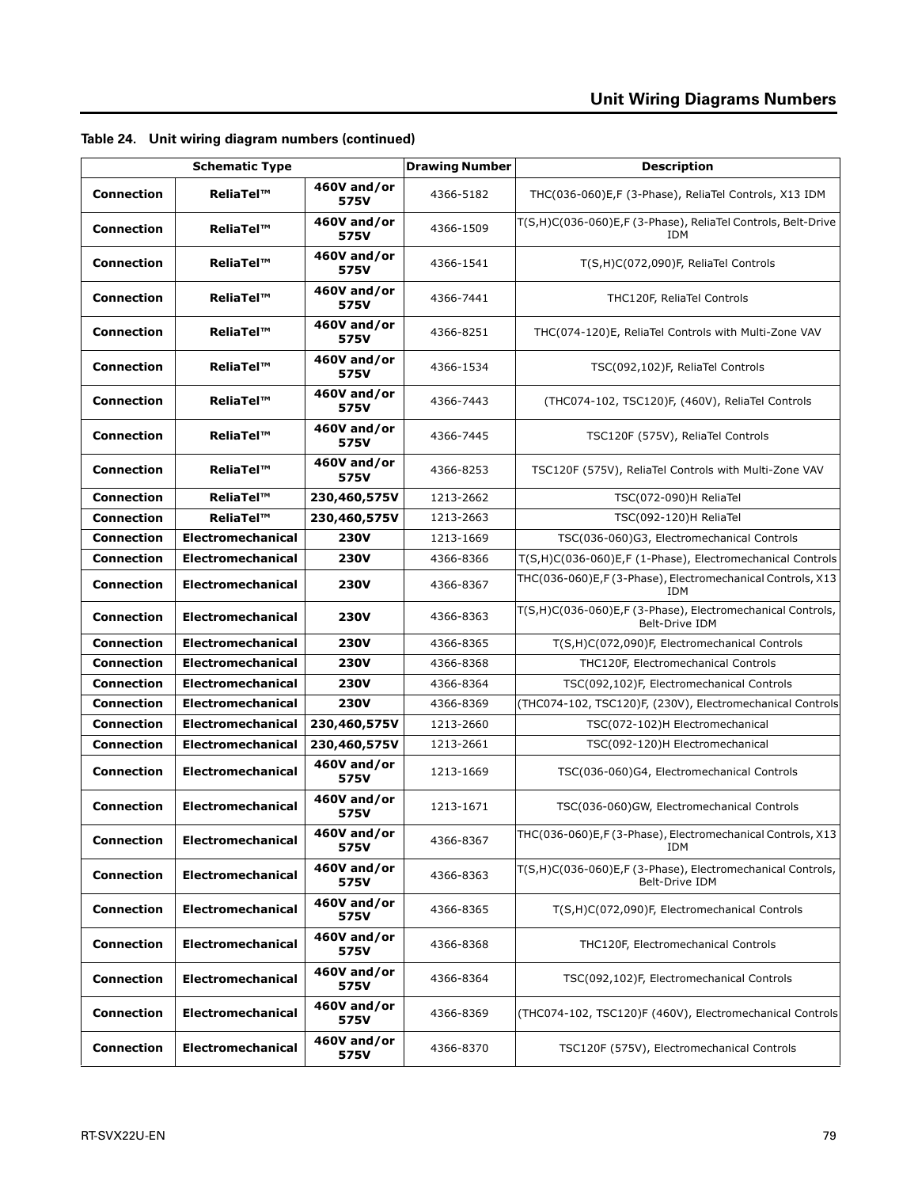**Table 24. Unit wiring diagram numbers (continued)**

| Schematic Type | | | Drawing Number | Description |
|---|---|---|---|---|
| **Connection** | **ReliaTel™** | **460V and/or 575V** | 4366-5182 | THC(036-060)E,F (3-Phase), ReliaTel Controls, X13 IDM |
| **Connection** | **ReliaTel™** | **460V and/or 575V** | 4366-1509 | T(S,H)C(036-060)E,F (3-Phase), ReliaTel Controls, Belt-Drive IDM |
| **Connection** | **ReliaTel™** | **460V and/or 575V** | 4366-1541 | T(S,H)C(072,090)F, ReliaTel Controls |
| **Connection** | **ReliaTel™** | **460V and/or 575V** | 4366-7441 | THC120F, ReliaTel Controls |
| **Connection** | **ReliaTel™** | **460V and/or 575V** | 4366-8251 | THC(074-120)E, ReliaTel Controls with Multi-Zone VAV |
| **Connection** | **ReliaTel™** | **460V and/or 575V** | 4366-1534 | TSC(092,102)F, ReliaTel Controls |
| **Connection** | **ReliaTel™** | **460V and/or 575V** | 4366-7443 | (THC074-102, TSC120)F, (460V), ReliaTel Controls |
| **Connection** | **ReliaTel™** | **460V and/or 575V** | 4366-7445 | TSC120F (575V), ReliaTel Controls |
| **Connection** | **ReliaTel™** | **460V and/or 575V** | 4366-8253 | TSC120F (575V), ReliaTel Controls with Multi-Zone VAV |
| **Connection** | **ReliaTel™** | **230,460,575V** | 1213-2662 | TSC(072-090)H ReliaTel |
| **Connection** | **ReliaTel™** | **230,460,575V** | 1213-2663 | TSC(092-120)H ReliaTel |
| **Connection** | **Electromechanical** | **230V** | 1213-1669 | TSC(036-060)G3, Electromechanical Controls |
| **Connection** | **Electromechanical** | **230V** | 4366-8366 | T(S,H)C(036-060)E,F (1-Phase), Electromechanical Controls |
| **Connection** | **Electromechanical** | **230V** | 4366-8367 | THC(036-060)E,F (3-Phase), Electromechanical Controls, X13 IDM |
| **Connection** | **Electromechanical** | **230V** | 4366-8363 | T(S,H)C(036-060)E,F (3-Phase), Electromechanical Controls, Belt-Drive IDM |
| **Connection** | **Electromechanical** | **230V** | 4366-8365 | T(S,H)C(072,090)F, Electromechanical Controls |
| **Connection** | **Electromechanical** | **230V** | 4366-8368 | THC120F, Electromechanical Controls |
| **Connection** | **Electromechanical** | **230V** | 4366-8364 | TSC(092,102)F, Electromechanical Controls |
| **Connection** | **Electromechanical** | **230V** | 4366-8369 | (THC074-102, TSC120)F, (230V), Electromechanical Controls |
| **Connection** | **Electromechanical** | **230,460,575V** | 1213-2660 | TSC(072-102)H Electromechanical |
| **Connection** | **Electromechanical** | **230,460,575V** | 1213-2661 | TSC(092-120)H Electromechanical |
| **Connection** | **Electromechanical** | **460V and/or 575V** | 1213-1669 | TSC(036-060)G4, Electromechanical Controls |
| **Connection** | **Electromechanical** | **460V and/or 575V** | 1213-1671 | TSC(036-060)GW, Electromechanical Controls |
| **Connection** | **Electromechanical** | **460V and/or 575V** | 4366-8367 | THC(036-060)E,F (3-Phase), Electromechanical Controls, X13 IDM |
| **Connection** | **Electromechanical** | **460V and/or 575V** | 4366-8363 | T(S,H)C(036-060)E,F (3-Phase), Electromechanical Controls, Belt-Drive IDM |
| **Connection** | **Electromechanical** | **460V and/or 575V** | 4366-8365 | T(S,H)C(072,090)F, Electromechanical Controls |
| **Connection** | **Electromechanical** | **460V and/or 575V** | 4366-8368 | THC120F, Electromechanical Controls |
| **Connection** | **Electromechanical** | **460V and/or 575V** | 4366-8364 | TSC(092,102)F, Electromechanical Controls |
| **Connection** | **Electromechanical** | **460V and/or 575V** | 4366-8369 | (THC074-102, TSC120)F (460V), Electromechanical Controls |
| **Connection** | **Electromechanical** | **460V and/or 575V** | 4366-8370 | TSC120F (575V), Electromechanical Controls |